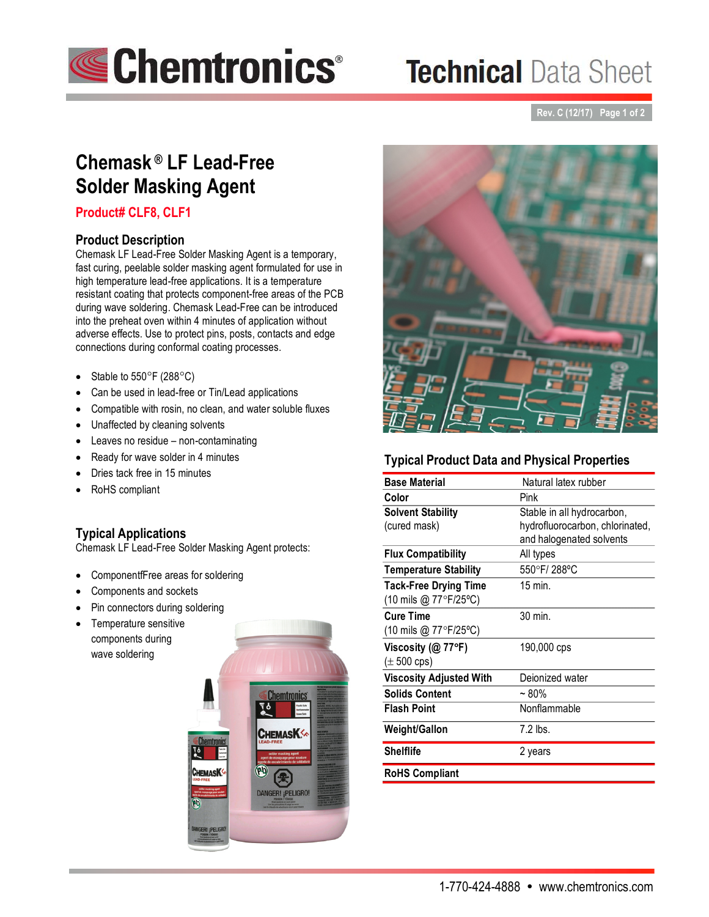# Chemask® LF Lead-Free Solder Masking Agent

**Product# CLF8, CLF1**

## Product Description

Chemask LF Lead-Free Solder Masking Agent is a temporary, fast curing, peelable solder masking agent formulated for use in high temperature lead-free applications. It is a temperature resistant coating that protects component-free areas of the PCB during wave soldering. Chemask Lead-Free can be introduced into the preheat oven within 4 minutes of application without adverse effects. Use to protect pins, posts, contacts and edge connections during conformal coating processes.

- Stable to 550°F (288°C)
- Can be used in lead-free or Tin/Lead applications
- Compatible with rosin, no clean, and water soluble fluxes
- Unaffected by cleaning solvents
- Leaves no residue – non-contaminating
- Ready for wave solder in 4 minutes
- Dries tack free in 15 minutes
- RoHS compliant

## Typical Applications

Chemask LF Lead-Free Solder Masking Agent protects:

- ComponentfFree areas for soldering
- Components and sockets
- Pin connectors during soldering
- Temperature sensitive components during wave soldering

## Typical Product Data and Physical Properties

| Property | Value |
|---|---|
| **Base Material** | Natural latex rubber |
| **Color** | Pink |
| **Solvent Stability** (cured mask) | Stable in all hydrocarbon, hydrofluorocarbon, chlorinated, and halogenated solvents |
| **Flux Compatibility** | All types |
| **Temperature Stability** | 550°F/ 288°C |
| **Tack-Free Drying Time** (10 mils @ 77°F/25°C) | 15 min. |
| **Cure Time** (10 mils @ 77°F/25°C) | 30 min. |
| **Viscosity (@ 77°F)** (± 500 cps) | 190,000 cps |
| **Viscosity Adjusted With** | Deionized water |
| **Solids Content** | ~ 80% |
| **Flash Point** | Nonflammable |
| **Weight/Gallon** | 7.2 lbs. |
| **Shelflife** | 2 years |
| **RoHS Compliant** | |

1-770-424-4888 • www.chemtronics.com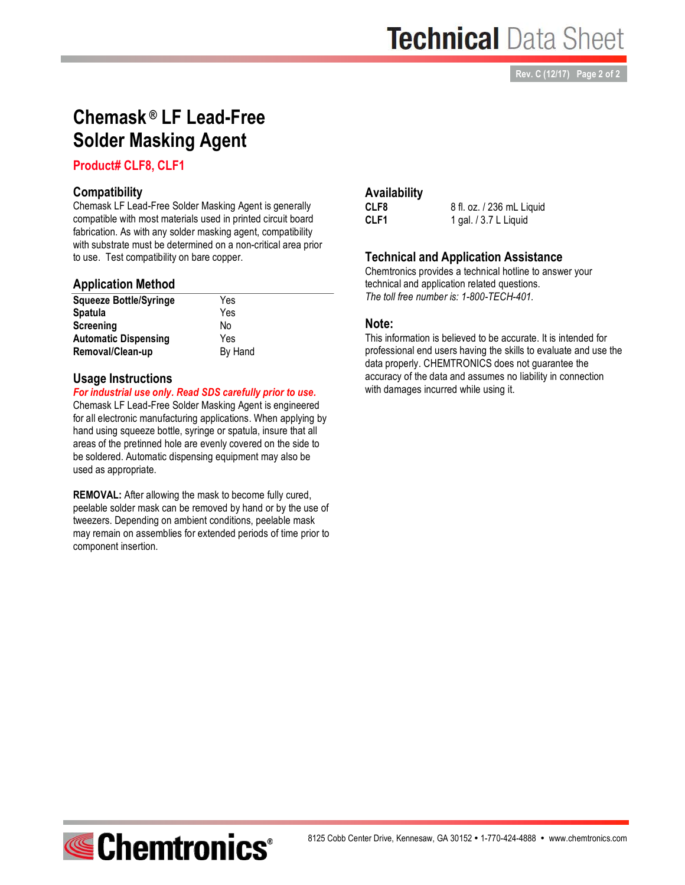# Chemask® LF Lead-Free Solder Masking Agent

**Product# CLF8, CLF1**

## Compatibility

Chemask LF Lead-Free Solder Masking Agent is generally compatible with most materials used in printed circuit board fabrication. As with any solder masking agent, compatibility with substrate must be determined on a non-critical area prior to use. Test compatibility on bare copper.

## Application Method

| | |
|---|---|
| **Squeeze Bottle/Syringe** | Yes |
| **Spatula** | Yes |
| **Screening** | No |
| **Automatic Dispensing** | Yes |
| **Removal/Clean-up** | By Hand |

## Usage Instructions

***For industrial use only. Read SDS carefully prior to use.***

Chemask LF Lead-Free Solder Masking Agent is engineered for all electronic manufacturing applications. When applying by hand using squeeze bottle, syringe or spatula, insure that all areas of the pretinned hole are evenly covered on the side to be soldered. Automatic dispensing equipment may also be used as appropriate.

**REMOVAL:** After allowing the mask to become fully cured, peelable solder mask can be removed by hand or by the use of tweezers. Depending on ambient conditions, peelable mask may remain on assemblies for extended periods of time prior to component insertion.

## Availability

| | |
|---|---|
| **CLF8** | 8 fl. oz. / 236 mL Liquid |
| **CLF1** | 1 gal. / 3.7 L Liquid |

## Technical and Application Assistance

Chemtronics provides a technical hotline to answer your technical and application related questions.

*The toll free number is: 1-800-TECH-401.*

## Note:

This information is believed to be accurate. It is intended for professional end users having the skills to evaluate and use the data properly. CHEMTRONICS does not guarantee the accuracy of the data and assumes no liability in connection with damages incurred while using it.

Chemtronics®

8125 Cobb Center Drive, Kennesaw, GA 30152 • 1-770-424-4888 • www.chemtronics.com